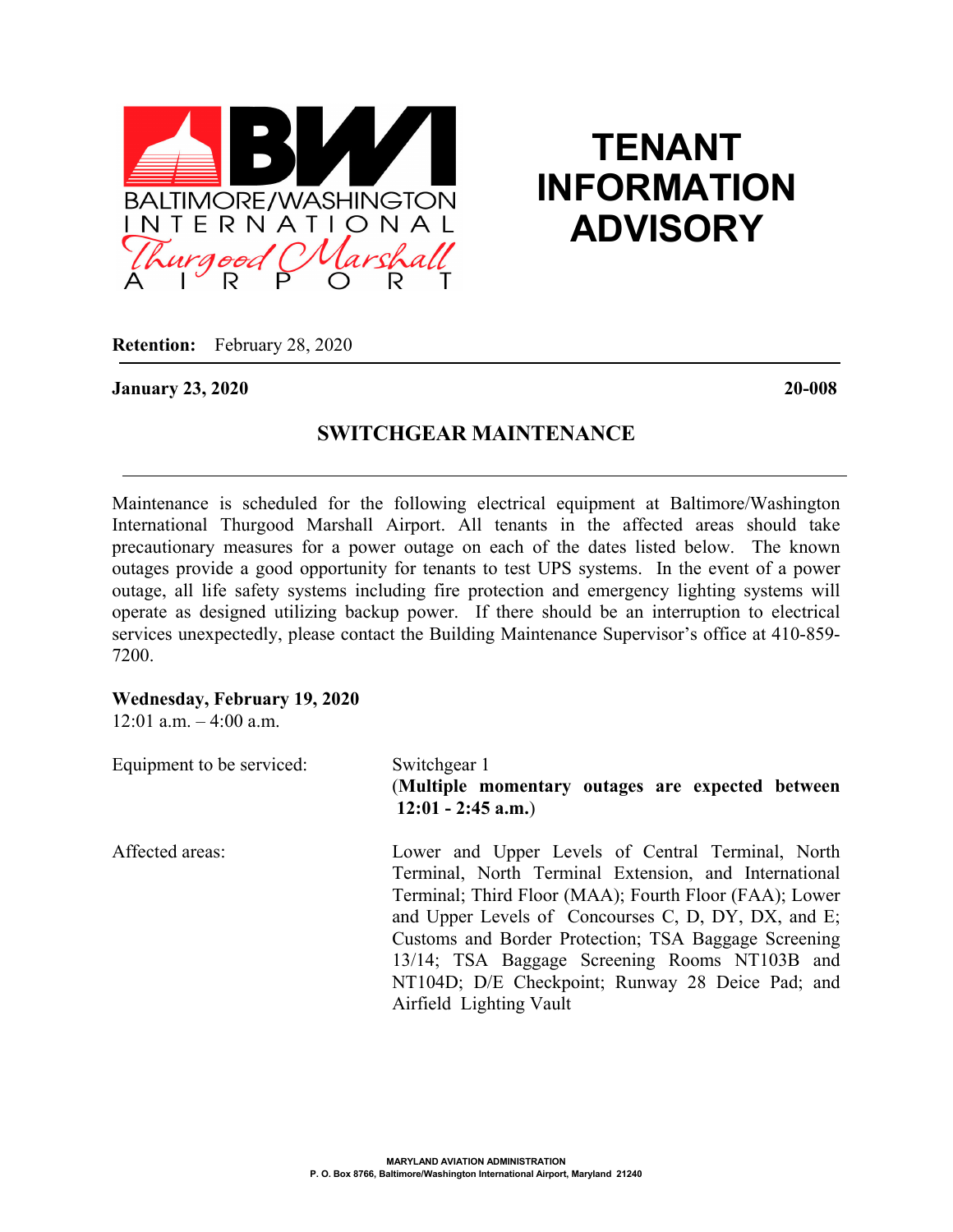BALTIMORE/WASHINGTON INTERNATIONAL Thurgood Marshall AIRPORT

# TENANT INFORMATION ADVISORY

**Retention:** February 28, 2020

**January 23, 2020** **20-008**

## SWITCHGEAR MAINTENANCE

Maintenance is scheduled for the following electrical equipment at Baltimore/Washington International Thurgood Marshall Airport. All tenants in the affected areas should take precautionary measures for a power outage on each of the dates listed below. The known outages provide a good opportunity for tenants to test UPS systems. In the event of a power outage, all life safety systems including fire protection and emergency lighting systems will operate as designed utilizing backup power. If there should be an interruption to electrical services unexpectedly, please contact the Building Maintenance Supervisor's office at 410-859-7200.

**Wednesday, February 19, 2020**
12:01 a.m. – 4:00 a.m.

Equipment to be serviced: Switchgear 1
(**Multiple momentary outages are expected between 12:01 - 2:45 a.m.**)

Affected areas: Lower and Upper Levels of Central Terminal, North Terminal, North Terminal Extension, and International Terminal; Third Floor (MAA); Fourth Floor (FAA); Lower and Upper Levels of Concourses C, D, DY, DX, and E; Customs and Border Protection; TSA Baggage Screening 13/14; TSA Baggage Screening Rooms NT103B and NT104D; D/E Checkpoint; Runway 28 Deice Pad; and Airfield Lighting Vault

MARYLAND AVIATION ADMINISTRATION
P. O. Box 8766, Baltimore/Washington International Airport, Maryland 21240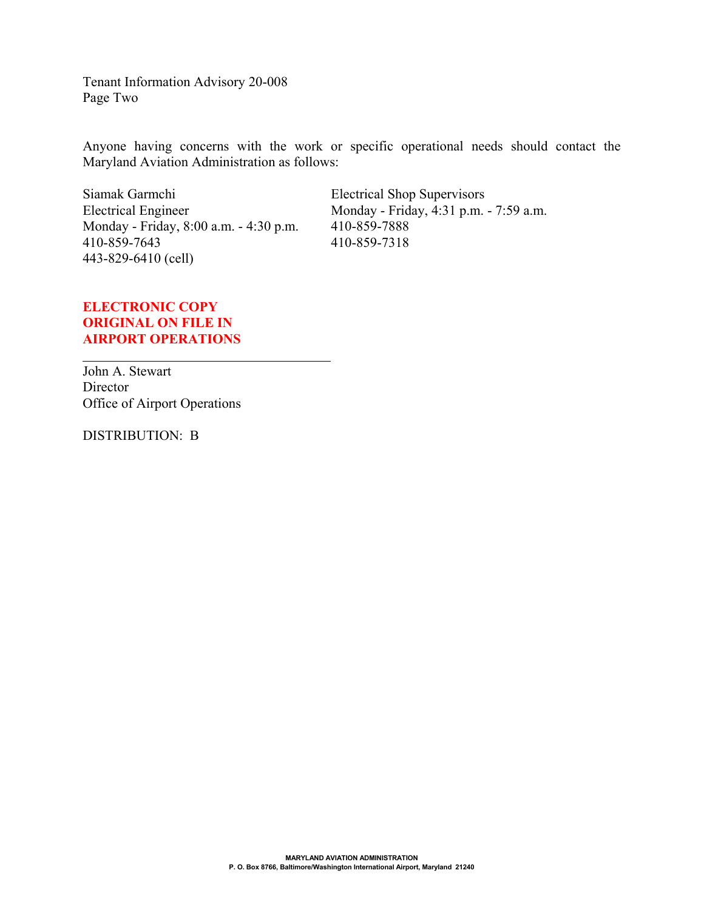Anyone having concerns with the work or specific operational needs should contact the Maryland Aviation Administration as follows:

Siamak Garmchi
Electrical Engineer
Monday - Friday, 8:00 a.m. - 4:30 p.m.
410-859-7643
443-829-6410 (cell)

Electrical Shop Supervisors
Monday - Friday, 4:31 p.m. - 7:59 a.m.
410-859-7888
410-859-7318

**ELECTRONIC COPY**
**ORIGINAL ON FILE IN**
**AIRPORT OPERATIONS**

John A. Stewart
Director
Office of Airport Operations

DISTRIBUTION: B